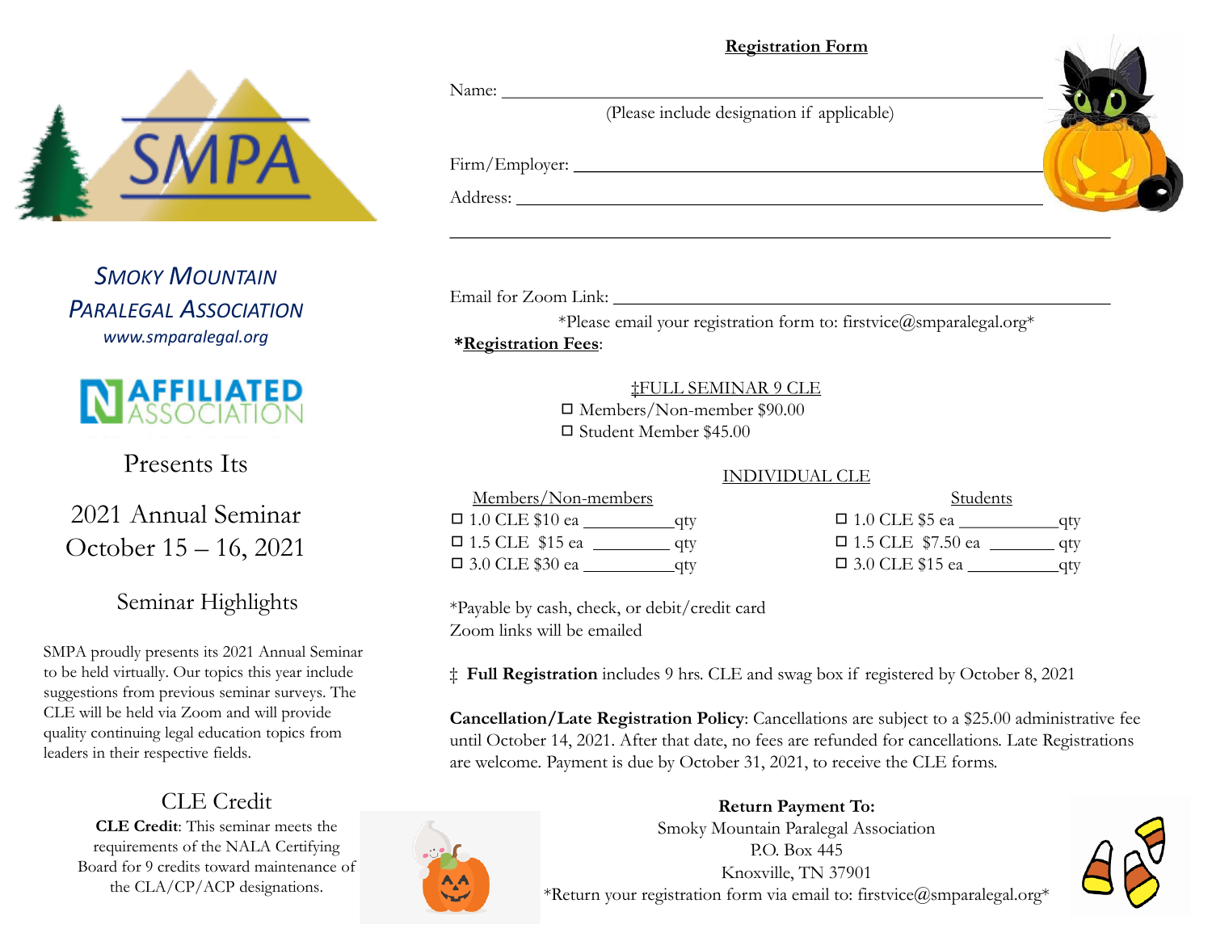SMPA

*SMOKY MOUNTAIN PARALEGAL ASSOCIATION*
*www.smparalegal.org*

AFFILIATED ASSOCIATION

Presents Its

## 2021 Annual Seminar
## October 15 – 16, 2021

### Seminar Highlights

SMPA proudly presents its 2021 Annual Seminar to be held virtually. Our topics this year include suggestions from previous seminar surveys. The CLE will be held via Zoom and will provide quality continuing legal education topics from leaders in their respective fields.

### CLE Credit

**CLE Credit**: This seminar meets the requirements of the NALA Certifying Board for 9 credits toward maintenance of the CLA/CP/ACP designations.

## Registration Form

Name: ______________________________
(Please include designation if applicable)

Firm/Employer: ______________________________

Address: ______________________________

______________________________

Email for Zoom Link: ______________________________

*Please email your registration form to: firstvice@smparalegal.org*

***Registration Fees**:

‡FULL SEMINAR 9 CLE

- ☐ Members/Non-member $90.00
- ☐ Student Member $45.00

INDIVIDUAL CLE

| Members/Non-members | Students |
|---|---|
| ☐ 1.0 CLE $10 ea __________qty | ☐ 1.0 CLE $5 ea __________qty |
| ☐ 1.5 CLE $15 ea __________qty | ☐ 1.5 CLE $7.50 ea __________qty |
| ☐ 3.0 CLE $30 ea __________qty | ☐ 3.0 CLE $15 ea __________qty |

*Payable by cash, check, or debit/credit card
Zoom links will be emailed

‡ **Full Registration** includes 9 hrs. CLE and swag box if registered by October 8, 2021

**Cancellation/Late Registration Policy**: Cancellations are subject to a $25.00 administrative fee until October 14, 2021. After that date, no fees are refunded for cancellations. Late Registrations are welcome. Payment is due by October 31, 2021, to receive the CLE forms.

**Return Payment To:**
Smoky Mountain Paralegal Association
P.O. Box 445
Knoxville, TN 37901
*Return your registration form via email to: firstvice@smparalegal.org*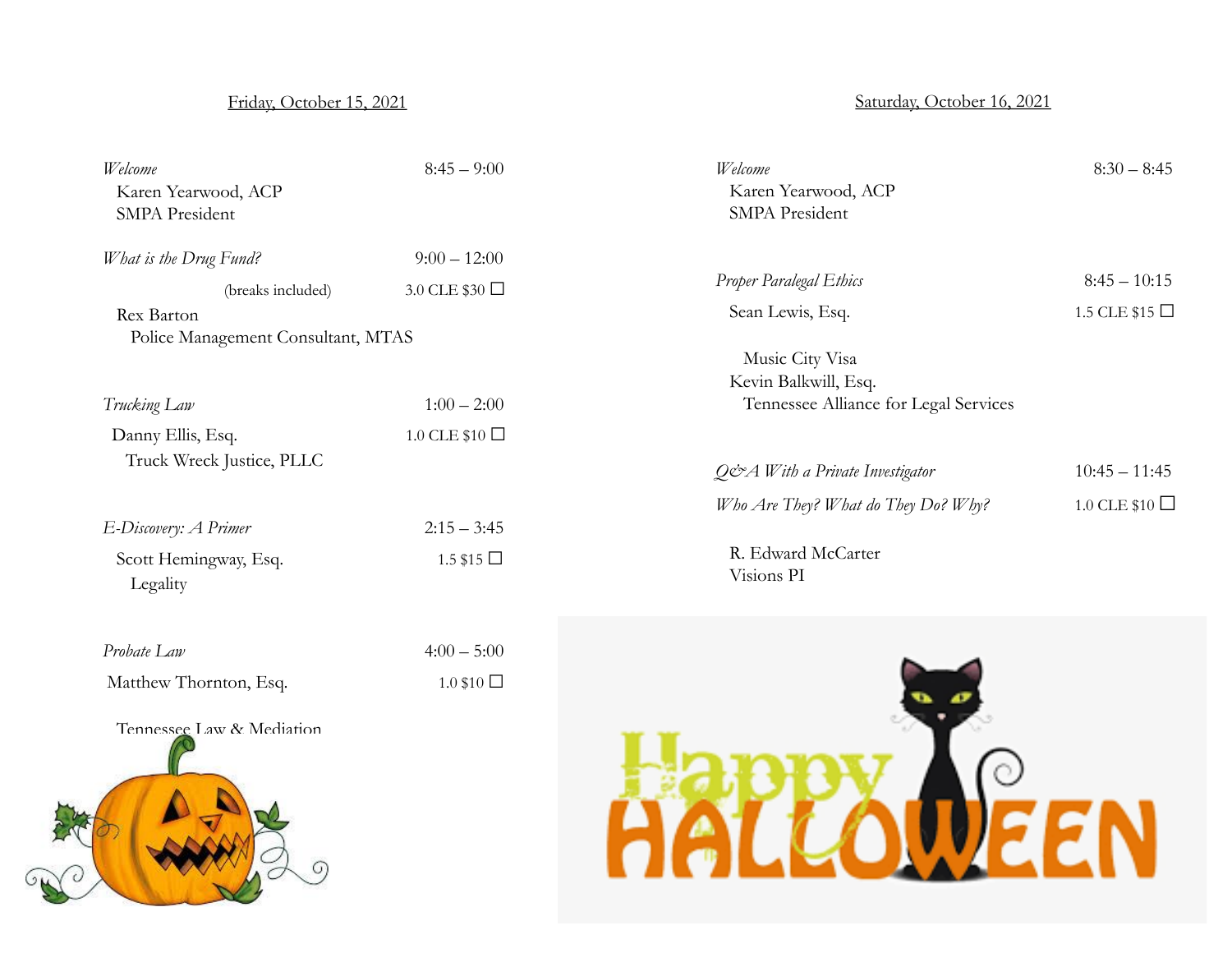## Friday, October 15, 2021

*Welcome* — 8:45 – 9:00
Karen Yearwood, ACP
SMPA President

*What is the Drug Fund?* — 9:00 – 12:00
(breaks included) — 3.0 CLE $30 ☐
Rex Barton
Police Management Consultant, MTAS

*Trucking Law* — 1:00 – 2:00
Danny Ellis, Esq. — 1.0 CLE $10 ☐
Truck Wreck Justice, PLLC

*E-Discovery: A Primer* — 2:15 – 3:45
Scott Hemingway, Esq. — 1.5 $15 ☐
Legality

*Probate Law* — 4:00 – 5:00
Matthew Thornton, Esq. — 1.0 $10 ☐
Tennessee Law & Mediation

## Saturday, October 16, 2021

*Welcome* — 8:30 – 8:45
Karen Yearwood, ACP
SMPA President

*Proper Paralegal Ethics* — 8:45 – 10:15
Sean Lewis, Esq. — 1.5 CLE $15 ☐
Music City Visa
Kevin Balkwill, Esq.
Tennessee Alliance for Legal Services

*Q&A With a Private Investigator* — 10:45 – 11:45
*Who Are They? What do They Do? Why?* — 1.0 CLE $10 ☐
R. Edward McCarter
Visions PI

Happy HALLOWEEN